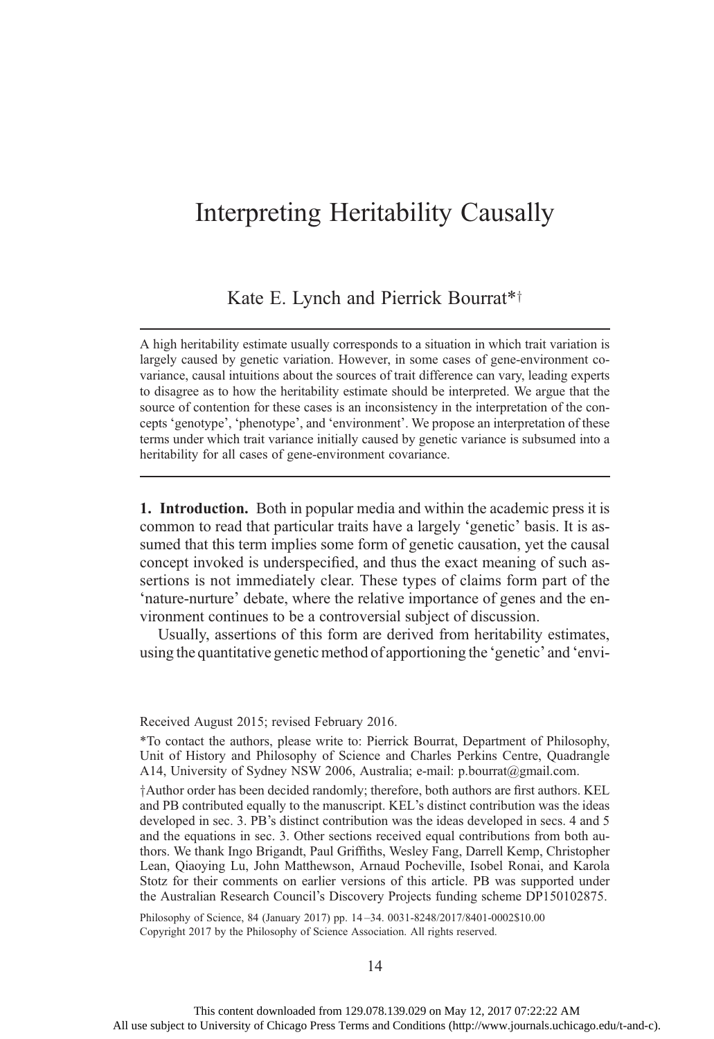# Interpreting Heritability Causally

Kate E. Lynch and Pierrick Bourrat*†

A high heritability estimate usually corresponds to a situation in which trait variation is largely caused by genetic variation. However, in some cases of gene-environment covariance, causal intuitions about the sources of trait difference can vary, leading experts to disagree as to how the heritability estimate should be interpreted. We argue that the source of contention for these cases is an inconsistency in the interpretation of the concepts 'genotype', 'phenotype', and 'environment'. We propose an interpretation of these terms under which trait variance initially caused by genetic variance is subsumed into a heritability for all cases of gene-environment covariance.

**1. Introduction.** Both in popular media and within the academic press it is common to read that particular traits have a largely 'genetic' basis. It is assumed that this term implies some form of genetic causation, yet the causal concept invoked is underspecified, and thus the exact meaning of such assertions is not immediately clear. These types of claims form part of the 'nature-nurture' debate, where the relative importance of genes and the environment continues to be a controversial subject of discussion.

Usually, assertions of this form are derived from heritability estimates, using the quantitative genetic method of apportioning the 'genetic' and 'envi-

Received August 2015; revised February 2016.

*To contact the authors, please write to: Pierrick Bourrat, Department of Philosophy, Unit of History and Philosophy of Science and Charles Perkins Centre, Quadrangle A14, University of Sydney NSW 2006, Australia; e-mail: p.bourrat@gmail.com.

†Author order has been decided randomly; therefore, both authors are first authors. KEL and PB contributed equally to the manuscript. KEL's distinct contribution was the ideas developed in sec. 3. PB's distinct contribution was the ideas developed in secs. 4 and 5 and the equations in sec. 3. Other sections received equal contributions from both authors. We thank Ingo Brigandt, Paul Griffiths, Wesley Fang, Darrell Kemp, Christopher Lean, Qiaoying Lu, John Matthewson, Arnaud Pocheville, Isobel Ronai, and Karola Stotz for their comments on earlier versions of this article. PB was supported under the Australian Research Council's Discovery Projects funding scheme DP150102875.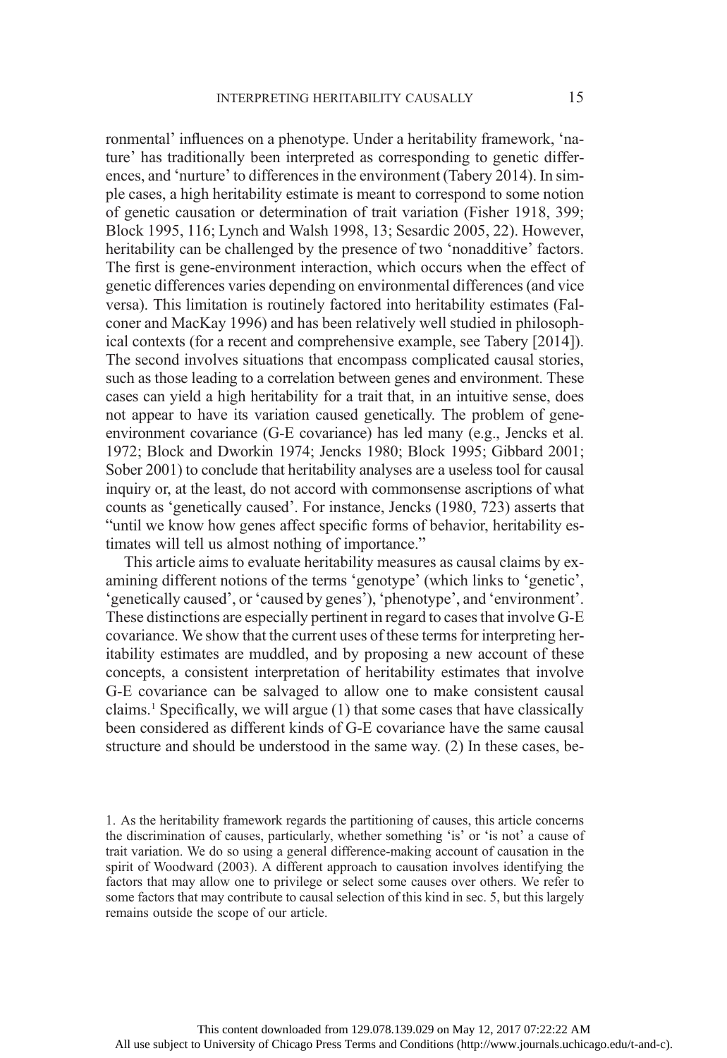ronmental' influences on a phenotype. Under a heritability framework, 'nature' has traditionally been interpreted as corresponding to genetic differences, and 'nurture' to differences in the environment (Tabery 2014). In simple cases, a high heritability estimate is meant to correspond to some notion of genetic causation or determination of trait variation (Fisher 1918, 399; Block 1995, 116; Lynch and Walsh 1998, 13; Sesardic 2005, 22). However, heritability can be challenged by the presence of two 'nonadditive' factors. The first is gene-environment interaction, which occurs when the effect of genetic differences varies depending on environmental differences (and vice versa). This limitation is routinely factored into heritability estimates (Falconer and MacKay 1996) and has been relatively well studied in philosophical contexts (for a recent and comprehensive example, see Tabery [2014]). The second involves situations that encompass complicated causal stories, such as those leading to a correlation between genes and environment. These cases can yield a high heritability for a trait that, in an intuitive sense, does not appear to have its variation caused genetically. The problem of gene-environment covariance (G-E covariance) has led many (e.g., Jencks et al. 1972; Block and Dworkin 1974; Jencks 1980; Block 1995; Gibbard 2001; Sober 2001) to conclude that heritability analyses are a useless tool for causal inquiry or, at the least, do not accord with commonsense ascriptions of what counts as 'genetically caused'. For instance, Jencks (1980, 723) asserts that "until we know how genes affect specific forms of behavior, heritability estimates will tell us almost nothing of importance."

This article aims to evaluate heritability measures as causal claims by examining different notions of the terms 'genotype' (which links to 'genetic', 'genetically caused', or 'caused by genes'), 'phenotype', and 'environment'. These distinctions are especially pertinent in regard to cases that involve G-E covariance. We show that the current uses of these terms for interpreting heritability estimates are muddled, and by proposing a new account of these concepts, a consistent interpretation of heritability estimates that involve G-E covariance can be salvaged to allow one to make consistent causal claims.[1] Specifically, we will argue (1) that some cases that have classically been considered as different kinds of G-E covariance have the same causal structure and should be understood in the same way. (2) In these cases, be-

1. As the heritability framework regards the partitioning of causes, this article concerns the discrimination of causes, particularly, whether something 'is' or 'is not' a cause of trait variation. We do so using a general difference-making account of causation in the spirit of Woodward (2003). A different approach to causation involves identifying the factors that may allow one to privilege or select some causes over others. We refer to some factors that may contribute to causal selection of this kind in sec. 5, but this largely remains outside the scope of our article.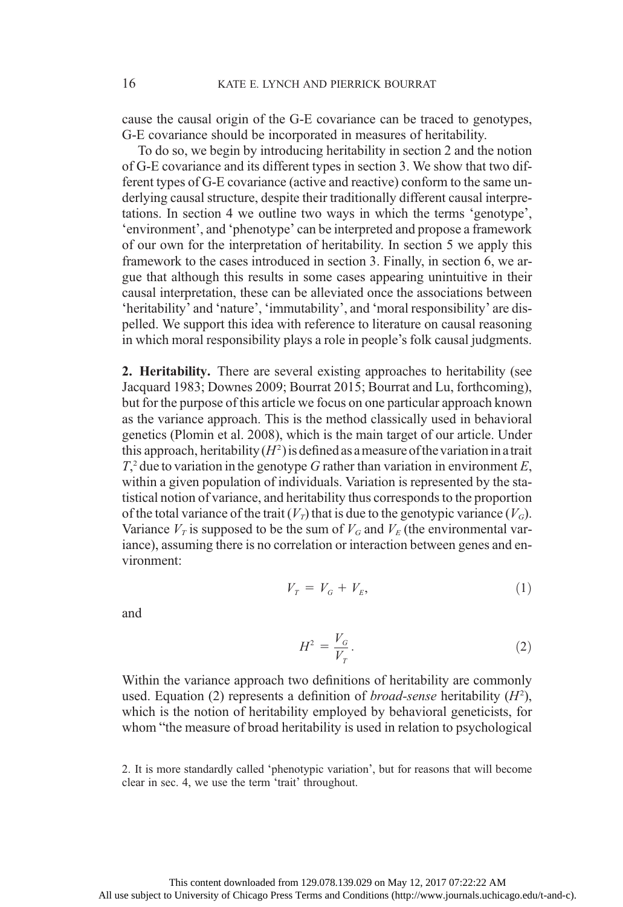cause the causal origin of the G-E covariance can be traced to genotypes, G-E covariance should be incorporated in measures of heritability.

To do so, we begin by introducing heritability in section 2 and the notion of G-E covariance and its different types in section 3. We show that two different types of G-E covariance (active and reactive) conform to the same underlying causal structure, despite their traditionally different causal interpretations. In section 4 we outline two ways in which the terms 'genotype', 'environment', and 'phenotype' can be interpreted and propose a framework of our own for the interpretation of heritability. In section 5 we apply this framework to the cases introduced in section 3. Finally, in section 6, we argue that although this results in some cases appearing unintuitive in their causal interpretation, these can be alleviated once the associations between 'heritability' and 'nature', 'immutability', and 'moral responsibility' are dispelled. We support this idea with reference to literature on causal reasoning in which moral responsibility plays a role in people's folk causal judgments.

**2. Heritability.** There are several existing approaches to heritability (see Jacquard 1983; Downes 2009; Bourrat 2015; Bourrat and Lu, forthcoming), but for the purpose of this article we focus on one particular approach known as the variance approach. This is the method classically used in behavioral genetics (Plomin et al. 2008), which is the main target of our article. Under this approach, heritability ($H^2$) is defined as a measure of the variation in a trait $T$,[2] due to variation in the genotype $G$ rather than variation in environment $E$, within a given population of individuals. Variation is represented by the statistical notion of variance, and heritability thus corresponds to the proportion of the total variance of the trait ($V_T$) that is due to the genotypic variance ($V_G$). Variance $V_T$ is supposed to be the sum of $V_G$ and $V_E$ (the environmental variance), assuming there is no correlation or interaction between genes and environment:

$$V_T = V_G + V_E, \tag{1}$$

and

$$H^2 = \frac{V_G}{V_T}. \tag{2}$$

Within the variance approach two definitions of heritability are commonly used. Equation (2) represents a definition of *broad-sense* heritability ($H^2$), which is the notion of heritability employed by behavioral geneticists, for whom "the measure of broad heritability is used in relation to psychological

2. It is more standardly called 'phenotypic variation', but for reasons that will become clear in sec. 4, we use the term 'trait' throughout.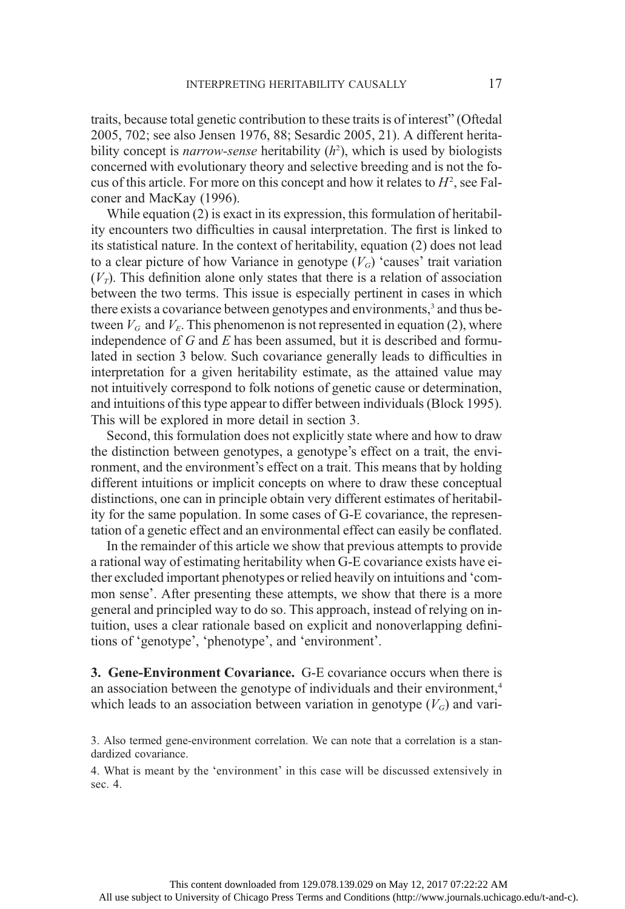traits, because total genetic contribution to these traits is of interest" (Oftedal 2005, 702; see also Jensen 1976, 88; Sesardic 2005, 21). A different heritability concept is *narrow-sense* heritability ($h^2$), which is used by biologists concerned with evolutionary theory and selective breeding and is not the focus of this article. For more on this concept and how it relates to $H^2$, see Falconer and MacKay (1996).

While equation (2) is exact in its expression, this formulation of heritability encounters two difficulties in causal interpretation. The first is linked to its statistical nature. In the context of heritability, equation (2) does not lead to a clear picture of how Variance in genotype ($V_G$) 'causes' trait variation ($V_T$). This definition alone only states that there is a relation of association between the two terms. This issue is especially pertinent in cases in which there exists a covariance between genotypes and environments,[3] and thus between $V_G$ and $V_E$. This phenomenon is not represented in equation (2), where independence of $G$ and $E$ has been assumed, but it is described and formulated in section 3 below. Such covariance generally leads to difficulties in interpretation for a given heritability estimate, as the attained value may not intuitively correspond to folk notions of genetic cause or determination, and intuitions of this type appear to differ between individuals (Block 1995). This will be explored in more detail in section 3.

Second, this formulation does not explicitly state where and how to draw the distinction between genotypes, a genotype's effect on a trait, the environment, and the environment's effect on a trait. This means that by holding different intuitions or implicit concepts on where to draw these conceptual distinctions, one can in principle obtain very different estimates of heritability for the same population. In some cases of G-E covariance, the representation of a genetic effect and an environmental effect can easily be conflated.

In the remainder of this article we show that previous attempts to provide a rational way of estimating heritability when G-E covariance exists have either excluded important phenotypes or relied heavily on intuitions and 'common sense'. After presenting these attempts, we show that there is a more general and principled way to do so. This approach, instead of relying on intuition, uses a clear rationale based on explicit and nonoverlapping definitions of 'genotype', 'phenotype', and 'environment'.

**3. Gene-Environment Covariance.** G-E covariance occurs when there is an association between the genotype of individuals and their environment,[4] which leads to an association between variation in genotype ($V_G$) and vari-

3. Also termed gene-environment correlation. We can note that a correlation is a standardized covariance.

4. What is meant by the 'environment' in this case will be discussed extensively in sec. 4.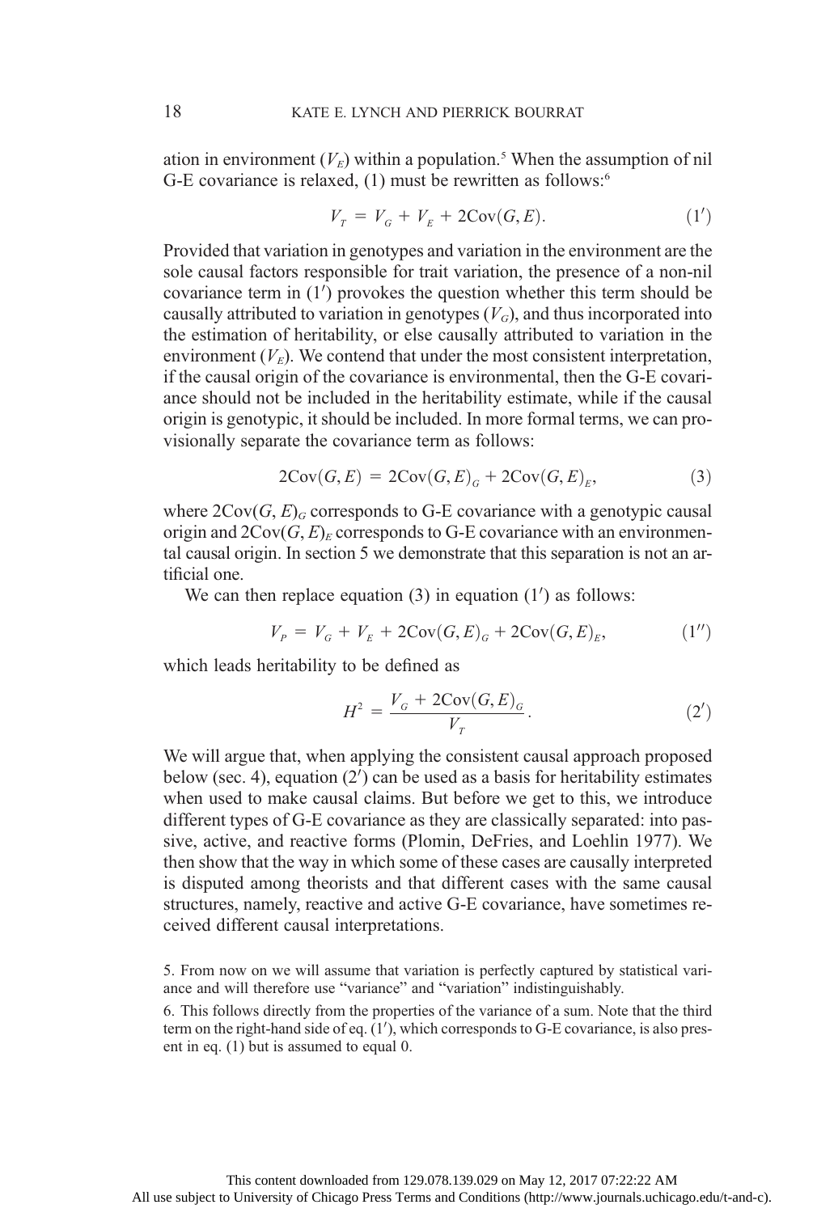ation in environment ($V_E$) within a population.[5] When the assumption of nil G-E covariance is relaxed, (1) must be rewritten as follows:[6]

$$V_T = V_G + V_E + 2\text{Cov}(G, E). \qquad (1')$$

Provided that variation in genotypes and variation in the environment are the sole causal factors responsible for trait variation, the presence of a non-nil covariance term in (1′) provokes the question whether this term should be causally attributed to variation in genotypes ($V_G$), and thus incorporated into the estimation of heritability, or else causally attributed to variation in the environment ($V_E$). We contend that under the most consistent interpretation, if the causal origin of the covariance is environmental, then the G-E covariance should not be included in the heritability estimate, while if the causal origin is genotypic, it should be included. In more formal terms, we can provisionally separate the covariance term as follows:

$$2\text{Cov}(G, E) = 2\text{Cov}(G, E)_G + 2\text{Cov}(G, E)_E, \qquad (3)$$

where $2\text{Cov}(G, E)_G$ corresponds to G-E covariance with a genotypic causal origin and $2\text{Cov}(G, E)_E$ corresponds to G-E covariance with an environmental causal origin. In section 5 we demonstrate that this separation is not an artificial one.

We can then replace equation (3) in equation (1′) as follows:

$$V_P = V_G + V_E + 2\text{Cov}(G, E)_G + 2\text{Cov}(G, E)_E, \qquad (1'')$$

which leads heritability to be defined as

$$H^2 = \frac{V_G + 2\text{Cov}(G, E)_G}{V_T}. \qquad (2')$$

We will argue that, when applying the consistent causal approach proposed below (sec. 4), equation (2′) can be used as a basis for heritability estimates when used to make causal claims. But before we get to this, we introduce different types of G-E covariance as they are classically separated: into passive, active, and reactive forms (Plomin, DeFries, and Loehlin 1977). We then show that the way in which some of these cases are causally interpreted is disputed among theorists and that different cases with the same causal structures, namely, reactive and active G-E covariance, have sometimes received different causal interpretations.

5. From now on we will assume that variation is perfectly captured by statistical variance and will therefore use "variance" and "variation" indistinguishably.

6. This follows directly from the properties of the variance of a sum. Note that the third term on the right-hand side of eq. (1′), which corresponds to G-E covariance, is also present in eq. (1) but is assumed to equal 0.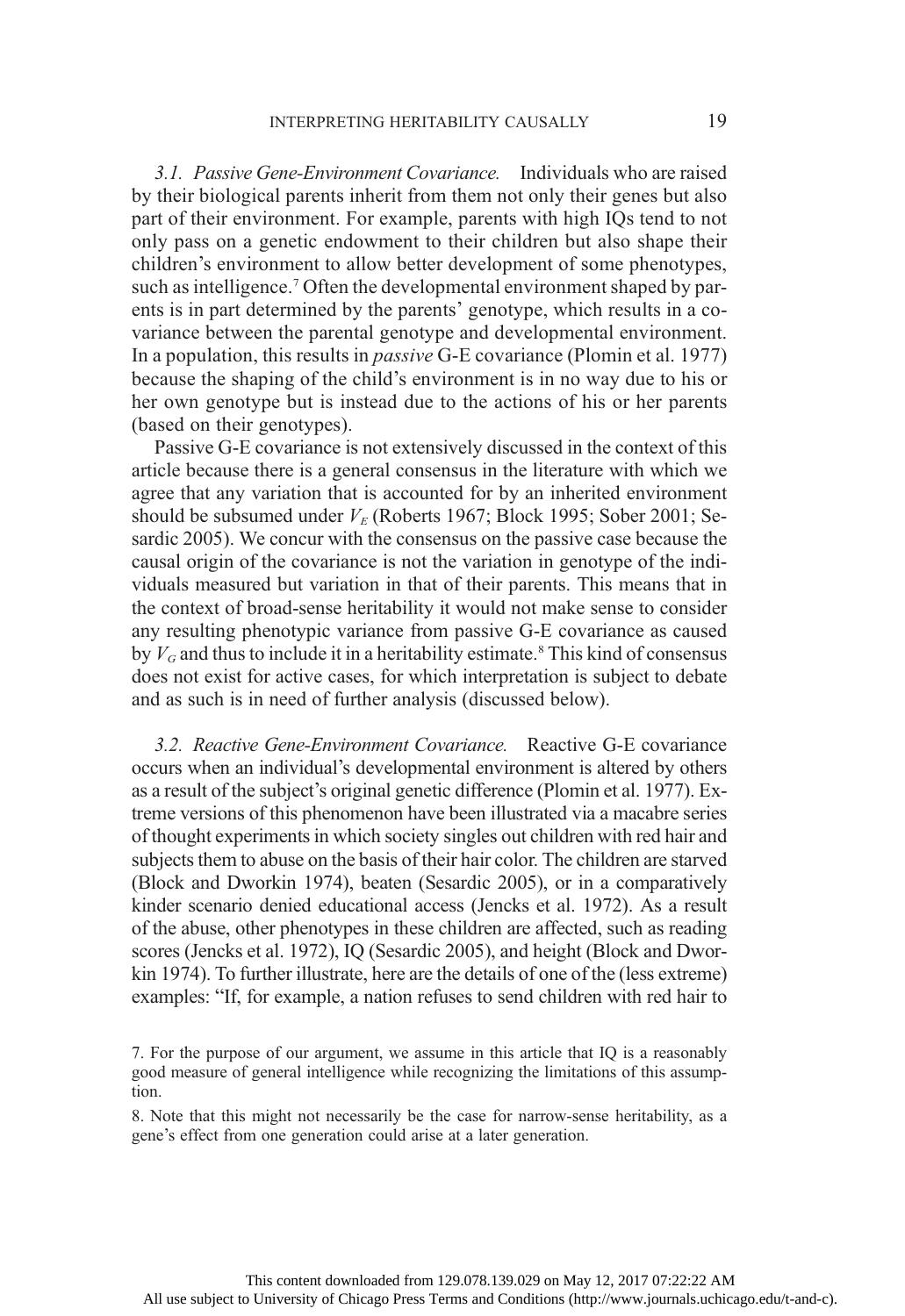*3.1. Passive Gene-Environment Covariance.* Individuals who are raised by their biological parents inherit from them not only their genes but also part of their environment. For example, parents with high IQs tend to not only pass on a genetic endowment to their children but also shape their children's environment to allow better development of some phenotypes, such as intelligence.[7] Often the developmental environment shaped by parents is in part determined by the parents' genotype, which results in a covariance between the parental genotype and developmental environment. In a population, this results in *passive* G-E covariance (Plomin et al. 1977) because the shaping of the child's environment is in no way due to his or her own genotype but is instead due to the actions of his or her parents (based on their genotypes).

Passive G-E covariance is not extensively discussed in the context of this article because there is a general consensus in the literature with which we agree that any variation that is accounted for by an inherited environment should be subsumed under $V_E$ (Roberts 1967; Block 1995; Sober 2001; Sesardic 2005). We concur with the consensus on the passive case because the causal origin of the covariance is not the variation in genotype of the individuals measured but variation in that of their parents. This means that in the context of broad-sense heritability it would not make sense to consider any resulting phenotypic variance from passive G-E covariance as caused by $V_G$ and thus to include it in a heritability estimate.[8] This kind of consensus does not exist for active cases, for which interpretation is subject to debate and as such is in need of further analysis (discussed below).

*3.2. Reactive Gene-Environment Covariance.* Reactive G-E covariance occurs when an individual's developmental environment is altered by others as a result of the subject's original genetic difference (Plomin et al. 1977). Extreme versions of this phenomenon have been illustrated via a macabre series of thought experiments in which society singles out children with red hair and subjects them to abuse on the basis of their hair color. The children are starved (Block and Dworkin 1974), beaten (Sesardic 2005), or in a comparatively kinder scenario denied educational access (Jencks et al. 1972). As a result of the abuse, other phenotypes in these children are affected, such as reading scores (Jencks et al. 1972), IQ (Sesardic 2005), and height (Block and Dworkin 1974). To further illustrate, here are the details of one of the (less extreme) examples: "If, for example, a nation refuses to send children with red hair to

7. For the purpose of our argument, we assume in this article that IQ is a reasonably good measure of general intelligence while recognizing the limitations of this assumption.

8. Note that this might not necessarily be the case for narrow-sense heritability, as a gene's effect from one generation could arise at a later generation.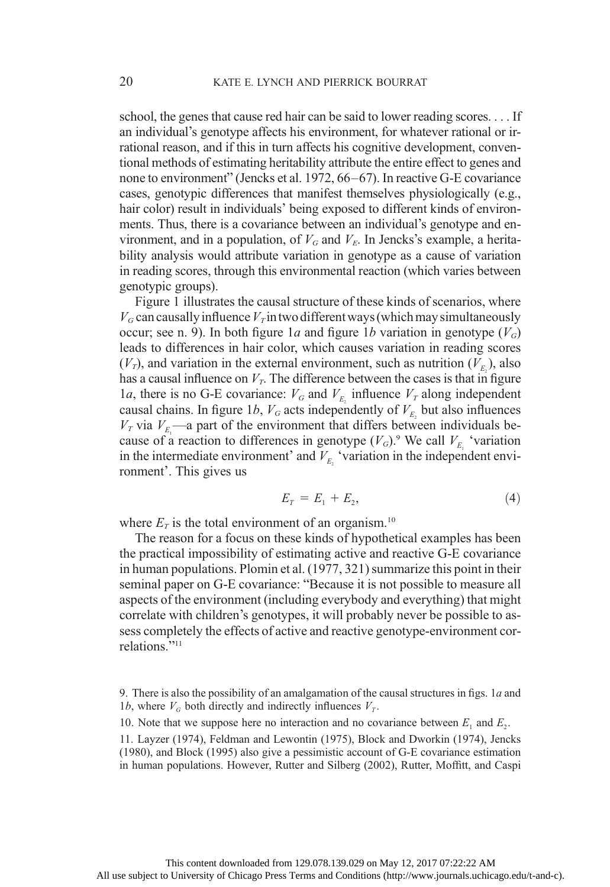school, the genes that cause red hair can be said to lower reading scores. . . . If an individual's genotype affects his environment, for whatever rational or irrational reason, and if this in turn affects his cognitive development, conventional methods of estimating heritability attribute the entire effect to genes and none to environment" (Jencks et al. 1972, 66–67). In reactive G-E covariance cases, genotypic differences that manifest themselves physiologically (e.g., hair color) result in individuals' being exposed to different kinds of environments. Thus, there is a covariance between an individual's genotype and environment, and in a population, of $V_G$ and $V_E$. In Jencks's example, a heritability analysis would attribute variation in genotype as a cause of variation in reading scores, through this environmental reaction (which varies between genotypic groups).

Figure 1 illustrates the causal structure of these kinds of scenarios, where $V_G$ can causally influence $V_T$ in two different ways (which may simultaneously occur; see n. 9). In both figure 1*a* and figure 1*b* variation in genotype ($V_G$) leads to differences in hair color, which causes variation in reading scores ($V_T$), and variation in the external environment, such as nutrition ($V_{E_2}$), also has a causal influence on $V_T$. The difference between the cases is that in figure 1*a*, there is no G-E covariance: $V_G$ and $V_{E_2}$ influence $V_T$ along independent causal chains. In figure 1*b*, $V_G$ acts independently of $V_{E_2}$ but also influences $V_T$ via $V_{E_1}$—a part of the environment that differs between individuals because of a reaction to differences in genotype ($V_G$).[9] We call $V_{E_1}$ 'variation in the intermediate environment' and $V_{E_2}$ 'variation in the independent environment'. This gives us

$$E_T = E_1 + E_2, \tag{4}$$

where $E_T$ is the total environment of an organism.[10]

The reason for a focus on these kinds of hypothetical examples has been the practical impossibility of estimating active and reactive G-E covariance in human populations. Plomin et al. (1977, 321) summarize this point in their seminal paper on G-E covariance: "Because it is not possible to measure all aspects of the environment (including everybody and everything) that might correlate with children's genotypes, it will probably never be possible to assess completely the effects of active and reactive genotype-environment correlations."[11]

9. There is also the possibility of an amalgamation of the causal structures in figs. 1*a* and 1*b*, where $V_G$ both directly and indirectly influences $V_T$.

10. Note that we suppose here no interaction and no covariance between $E_1$ and $E_2$.

11. Layzer (1974), Feldman and Lewontin (1975), Block and Dworkin (1974), Jencks (1980), and Block (1995) also give a pessimistic account of G-E covariance estimation in human populations. However, Rutter and Silberg (2002), Rutter, Moffitt, and Caspi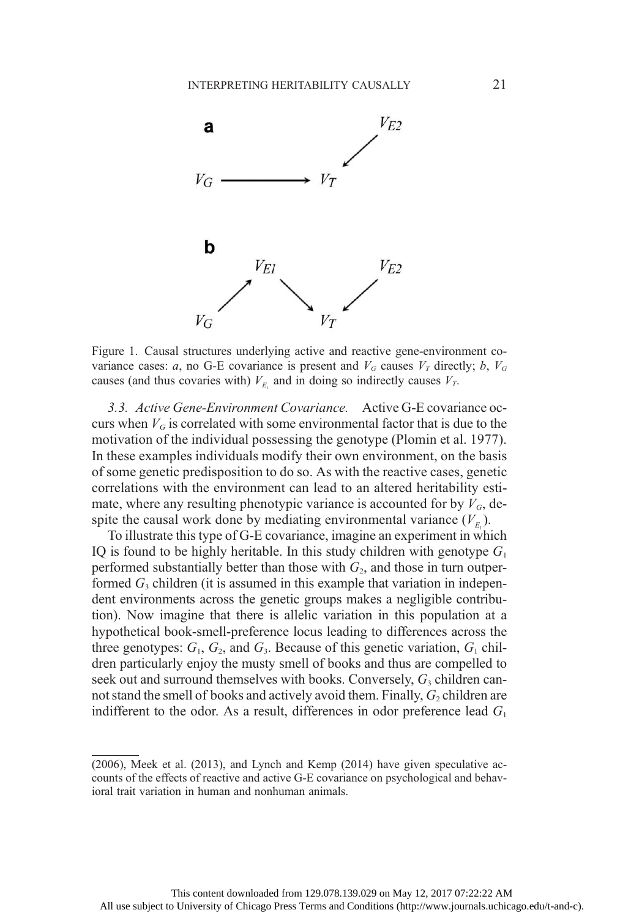**a**

$V_G \longrightarrow V_T \longleftarrow V_{E2}$

**b**

$V_G \rightarrow V_{E1} \rightarrow V_T \leftarrow V_{E2}$

Figure 1. Causal structures underlying active and reactive gene-environment covariance cases: *a*, no G-E covariance is present and $V_G$ causes $V_T$ directly; *b*, $V_G$ causes (and thus covaries with) $V_{E_1}$ and in doing so indirectly causes $V_T$.

*3.3. Active Gene-Environment Covariance.* Active G-E covariance occurs when $V_G$ is correlated with some environmental factor that is due to the motivation of the individual possessing the genotype (Plomin et al. 1977). In these examples individuals modify their own environment, on the basis of some genetic predisposition to do so. As with the reactive cases, genetic correlations with the environment can lead to an altered heritability estimate, where any resulting phenotypic variance is accounted for by $V_G$, despite the causal work done by mediating environmental variance ($V_{E_1}$).

To illustrate this type of G-E covariance, imagine an experiment in which IQ is found to be highly heritable. In this study children with genotype $G_1$ performed substantially better than those with $G_2$, and those in turn outperformed $G_3$ children (it is assumed in this example that variation in independent environments across the genetic groups makes a negligible contribution). Now imagine that there is allelic variation in this population at a hypothetical book-smell-preference locus leading to differences across the three genotypes: $G_1$, $G_2$, and $G_3$. Because of this genetic variation, $G_1$ children particularly enjoy the musty smell of books and thus are compelled to seek out and surround themselves with books. Conversely, $G_3$ children cannot stand the smell of books and actively avoid them. Finally, $G_2$ children are indifferent to the odor. As a result, differences in odor preference lead $G_1$

(2006), Meek et al. (2013), and Lynch and Kemp (2014) have given speculative accounts of the effects of reactive and active G-E covariance on psychological and behavioral trait variation in human and nonhuman animals.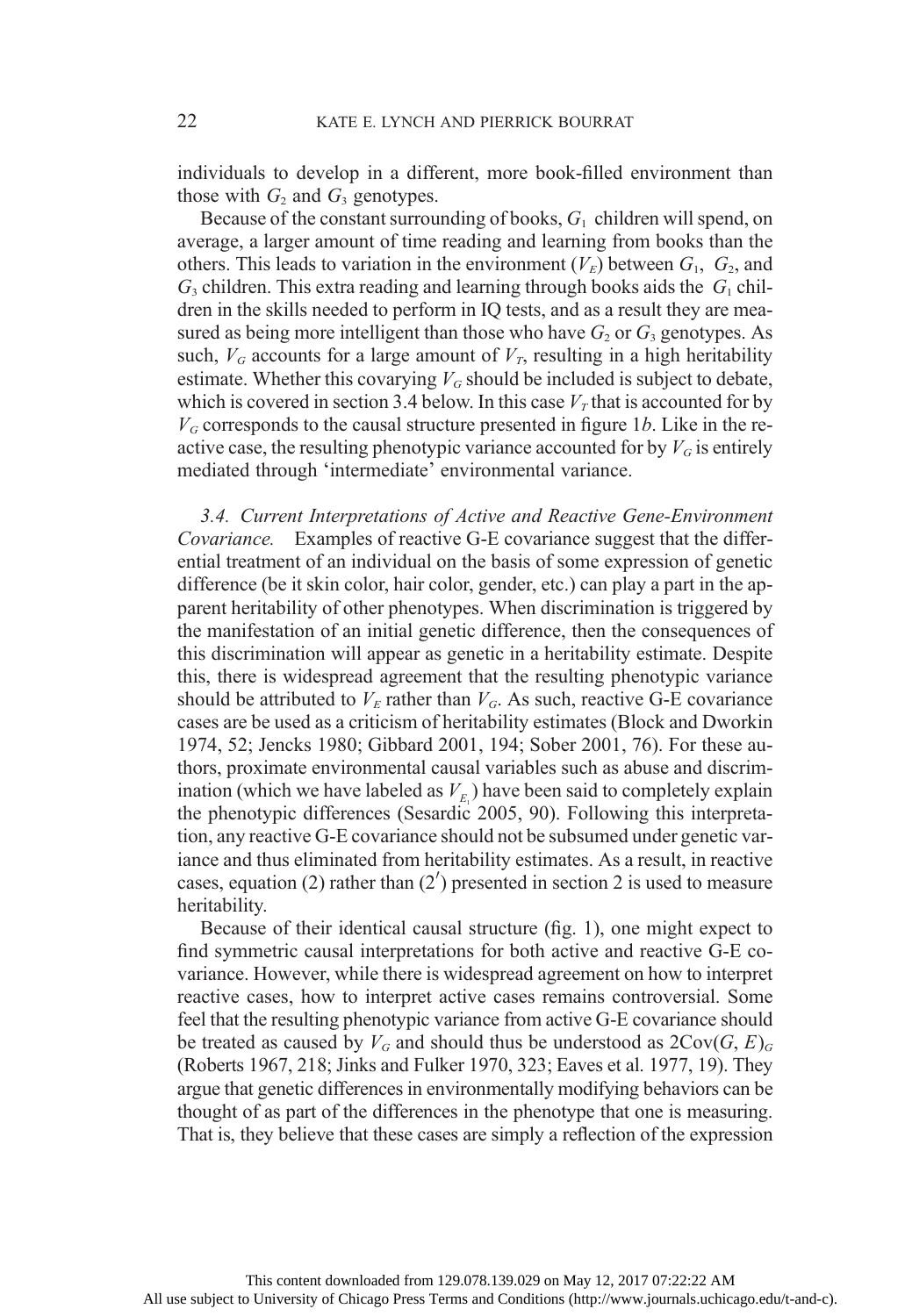individuals to develop in a different, more book-filled environment than those with $G_2$ and $G_3$ genotypes.

Because of the constant surrounding of books, $G_1$ children will spend, on average, a larger amount of time reading and learning from books than the others. This leads to variation in the environment ($V_E$) between $G_1$, $G_2$, and $G_3$ children. This extra reading and learning through books aids the $G_1$ children in the skills needed to perform in IQ tests, and as a result they are measured as being more intelligent than those who have $G_2$ or $G_3$ genotypes. As such, $V_G$ accounts for a large amount of $V_T$, resulting in a high heritability estimate. Whether this covarying $V_G$ should be included is subject to debate, which is covered in section 3.4 below. In this case $V_T$ that is accounted for by $V_G$ corresponds to the causal structure presented in figure 1*b*. Like in the reactive case, the resulting phenotypic variance accounted for by $V_G$ is entirely mediated through 'intermediate' environmental variance.

*3.4. Current Interpretations of Active and Reactive Gene-Environment Covariance.* Examples of reactive G-E covariance suggest that the differential treatment of an individual on the basis of some expression of genetic difference (be it skin color, hair color, gender, etc.) can play a part in the apparent heritability of other phenotypes. When discrimination is triggered by the manifestation of an initial genetic difference, then the consequences of this discrimination will appear as genetic in a heritability estimate. Despite this, there is widespread agreement that the resulting phenotypic variance should be attributed to $V_E$ rather than $V_G$. As such, reactive G-E covariance cases are be used as a criticism of heritability estimates (Block and Dworkin 1974, 52; Jencks 1980; Gibbard 2001, 194; Sober 2001, 76). For these authors, proximate environmental causal variables such as abuse and discrimination (which we have labeled as $V_{E_1}$) have been said to completely explain the phenotypic differences (Sesardic 2005, 90). Following this interpretation, any reactive G-E covariance should not be subsumed under genetic variance and thus eliminated from heritability estimates. As a result, in reactive cases, equation (2) rather than (2′) presented in section 2 is used to measure heritability.

Because of their identical causal structure (fig. 1), one might expect to find symmetric causal interpretations for both active and reactive G-E covariance. However, while there is widespread agreement on how to interpret reactive cases, how to interpret active cases remains controversial. Some feel that the resulting phenotypic variance from active G-E covariance should be treated as caused by $V_G$ and should thus be understood as $2\text{Cov}(G, E)_G$ (Roberts 1967, 218; Jinks and Fulker 1970, 323; Eaves et al. 1977, 19). They argue that genetic differences in environmentally modifying behaviors can be thought of as part of the differences in the phenotype that one is measuring. That is, they believe that these cases are simply a reflection of the expression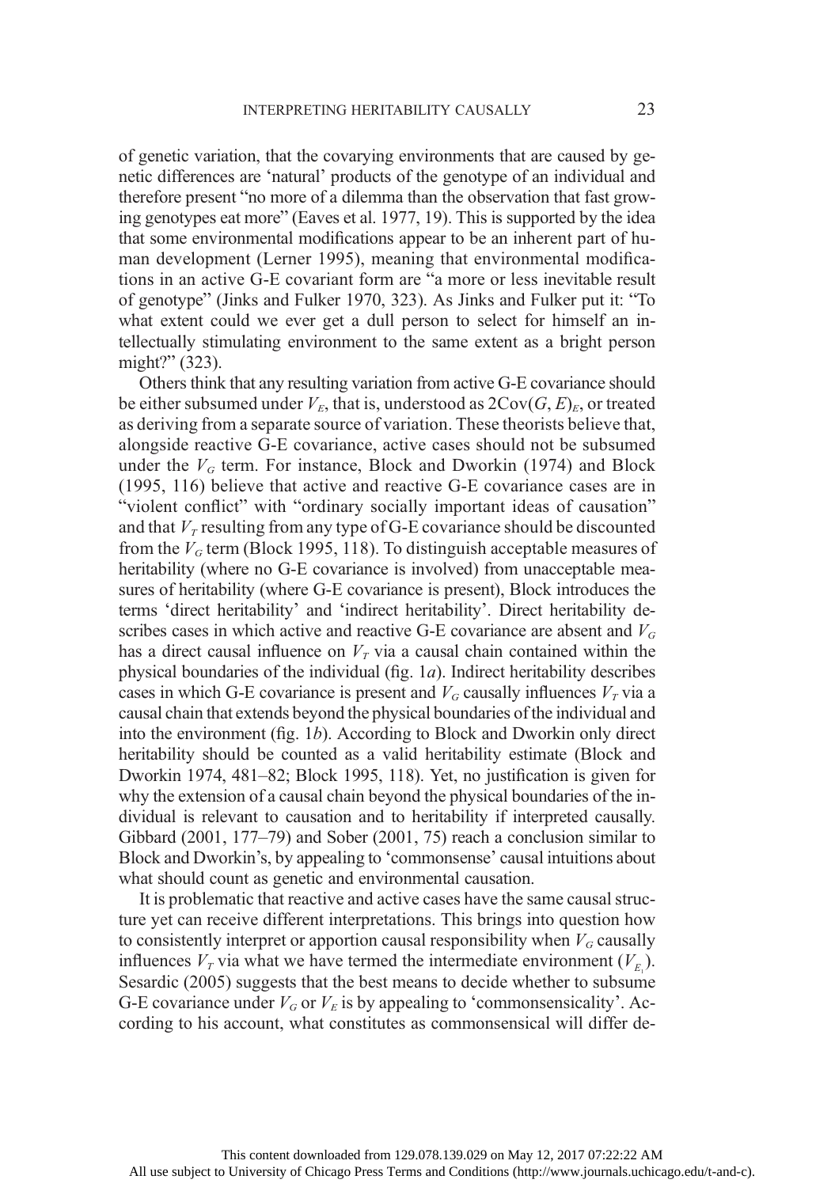of genetic variation, that the covarying environments that are caused by genetic differences are 'natural' products of the genotype of an individual and therefore present "no more of a dilemma than the observation that fast growing genotypes eat more" (Eaves et al. 1977, 19). This is supported by the idea that some environmental modifications appear to be an inherent part of human development (Lerner 1995), meaning that environmental modifications in an active G-E covariant form are "a more or less inevitable result of genotype" (Jinks and Fulker 1970, 323). As Jinks and Fulker put it: "To what extent could we ever get a dull person to select for himself an intellectually stimulating environment to the same extent as a bright person might?" (323).

Others think that any resulting variation from active G-E covariance should be either subsumed under $V_E$, that is, understood as $2\text{Cov}(G, E)_E$, or treated as deriving from a separate source of variation. These theorists believe that, alongside reactive G-E covariance, active cases should not be subsumed under the $V_G$ term. For instance, Block and Dworkin (1974) and Block (1995, 116) believe that active and reactive G-E covariance cases are in "violent conflict" with "ordinary socially important ideas of causation" and that $V_T$ resulting from any type of G-E covariance should be discounted from the $V_G$ term (Block 1995, 118). To distinguish acceptable measures of heritability (where no G-E covariance is involved) from unacceptable measures of heritability (where G-E covariance is present), Block introduces the terms 'direct heritability' and 'indirect heritability'. Direct heritability describes cases in which active and reactive G-E covariance are absent and $V_G$ has a direct causal influence on $V_T$ via a causal chain contained within the physical boundaries of the individual (fig. 1*a*). Indirect heritability describes cases in which G-E covariance is present and $V_G$ causally influences $V_T$ via a causal chain that extends beyond the physical boundaries of the individual and into the environment (fig. 1*b*). According to Block and Dworkin only direct heritability should be counted as a valid heritability estimate (Block and Dworkin 1974, 481–82; Block 1995, 118). Yet, no justification is given for why the extension of a causal chain beyond the physical boundaries of the individual is relevant to causation and to heritability if interpreted causally. Gibbard (2001, 177–79) and Sober (2001, 75) reach a conclusion similar to Block and Dworkin's, by appealing to 'commonsense' causal intuitions about what should count as genetic and environmental causation.

It is problematic that reactive and active cases have the same causal structure yet can receive different interpretations. This brings into question how to consistently interpret or apportion causal responsibility when $V_G$ causally influences $V_T$ via what we have termed the intermediate environment ($V_{E_I}$). Sesardic (2005) suggests that the best means to decide whether to subsume G-E covariance under $V_G$ or $V_E$ is by appealing to 'commonsensicality'. According to his account, what constitutes as commonsensical will differ de-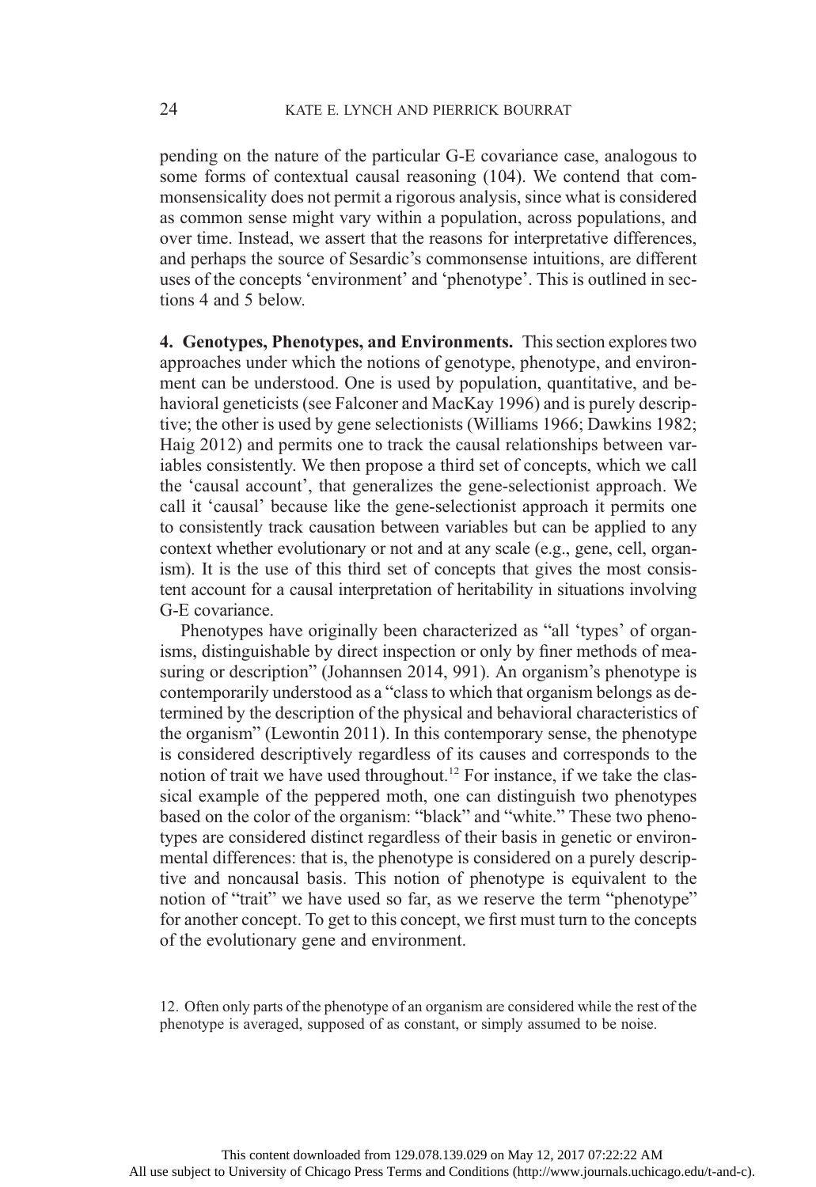pending on the nature of the particular G-E covariance case, analogous to some forms of contextual causal reasoning (104). We contend that commonsensicality does not permit a rigorous analysis, since what is considered as common sense might vary within a population, across populations, and over time. Instead, we assert that the reasons for interpretative differences, and perhaps the source of Sesardic's commonsense intuitions, are different uses of the concepts 'environment' and 'phenotype'. This is outlined in sections 4 and 5 below.

**4. Genotypes, Phenotypes, and Environments.** This section explores two approaches under which the notions of genotype, phenotype, and environment can be understood. One is used by population, quantitative, and behavioral geneticists (see Falconer and MacKay 1996) and is purely descriptive; the other is used by gene selectionists (Williams 1966; Dawkins 1982; Haig 2012) and permits one to track the causal relationships between variables consistently. We then propose a third set of concepts, which we call the 'causal account', that generalizes the gene-selectionist approach. We call it 'causal' because like the gene-selectionist approach it permits one to consistently track causation between variables but can be applied to any context whether evolutionary or not and at any scale (e.g., gene, cell, organism). It is the use of this third set of concepts that gives the most consistent account for a causal interpretation of heritability in situations involving G-E covariance.

Phenotypes have originally been characterized as "all 'types' of organisms, distinguishable by direct inspection or only by finer methods of measuring or description" (Johannsen 2014, 991). An organism's phenotype is contemporarily understood as a "class to which that organism belongs as determined by the description of the physical and behavioral characteristics of the organism" (Lewontin 2011). In this contemporary sense, the phenotype is considered descriptively regardless of its causes and corresponds to the notion of trait we have used throughout.[12] For instance, if we take the classical example of the peppered moth, one can distinguish two phenotypes based on the color of the organism: "black" and "white." These two phenotypes are considered distinct regardless of their basis in genetic or environmental differences: that is, the phenotype is considered on a purely descriptive and noncausal basis. This notion of phenotype is equivalent to the notion of "trait" we have used so far, as we reserve the term "phenotype" for another concept. To get to this concept, we first must turn to the concepts of the evolutionary gene and environment.

12. Often only parts of the phenotype of an organism are considered while the rest of the phenotype is averaged, supposed of as constant, or simply assumed to be noise.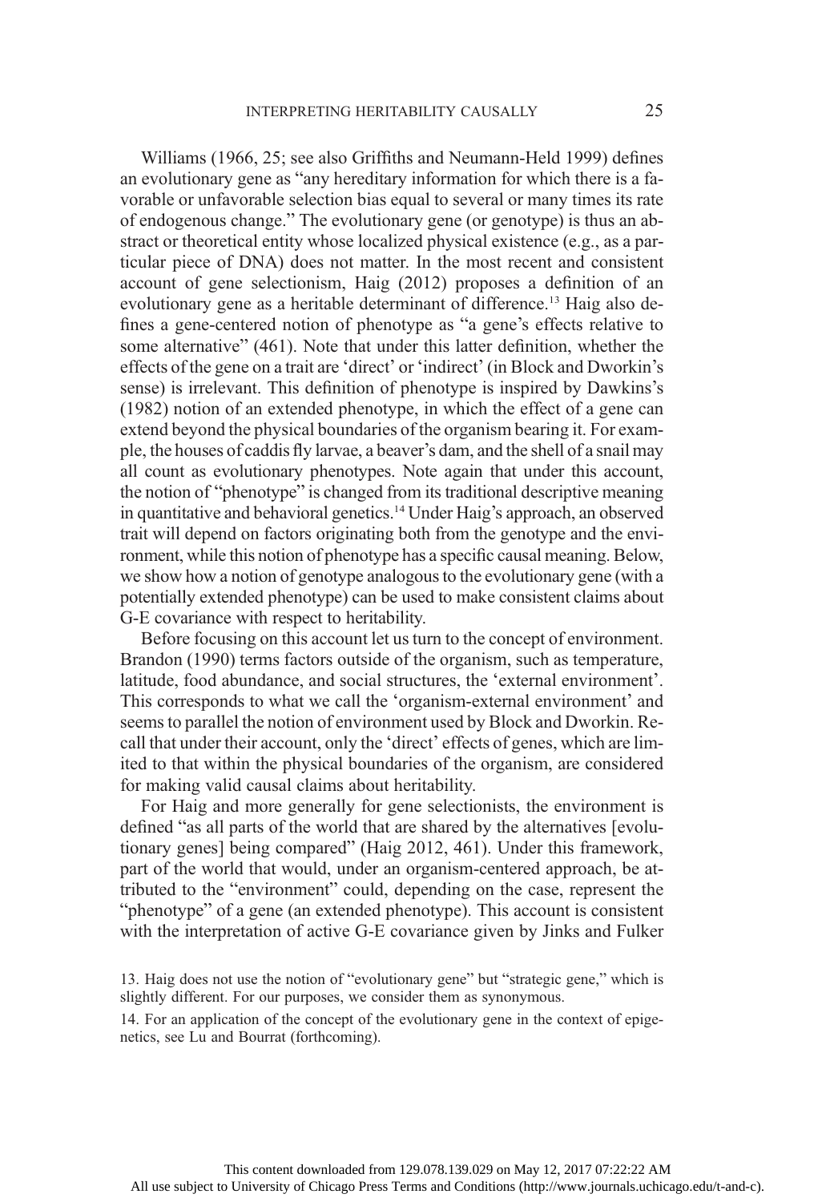Williams (1966, 25; see also Griffiths and Neumann-Held 1999) defines an evolutionary gene as "any hereditary information for which there is a favorable or unfavorable selection bias equal to several or many times its rate of endogenous change." The evolutionary gene (or genotype) is thus an abstract or theoretical entity whose localized physical existence (e.g., as a particular piece of DNA) does not matter. In the most recent and consistent account of gene selectionism, Haig (2012) proposes a definition of an evolutionary gene as a heritable determinant of difference.[13] Haig also defines a gene-centered notion of phenotype as "a gene's effects relative to some alternative" (461). Note that under this latter definition, whether the effects of the gene on a trait are 'direct' or 'indirect' (in Block and Dworkin's sense) is irrelevant. This definition of phenotype is inspired by Dawkins's (1982) notion of an extended phenotype, in which the effect of a gene can extend beyond the physical boundaries of the organism bearing it. For example, the houses of caddis fly larvae, a beaver's dam, and the shell of a snail may all count as evolutionary phenotypes. Note again that under this account, the notion of "phenotype" is changed from its traditional descriptive meaning in quantitative and behavioral genetics.[14] Under Haig's approach, an observed trait will depend on factors originating both from the genotype and the environment, while this notion of phenotype has a specific causal meaning. Below, we show how a notion of genotype analogous to the evolutionary gene (with a potentially extended phenotype) can be used to make consistent claims about G-E covariance with respect to heritability.

Before focusing on this account let us turn to the concept of environment. Brandon (1990) terms factors outside of the organism, such as temperature, latitude, food abundance, and social structures, the 'external environment'. This corresponds to what we call the 'organism-external environment' and seems to parallel the notion of environment used by Block and Dworkin. Recall that under their account, only the 'direct' effects of genes, which are limited to that within the physical boundaries of the organism, are considered for making valid causal claims about heritability.

For Haig and more generally for gene selectionists, the environment is defined "as all parts of the world that are shared by the alternatives [evolutionary genes] being compared" (Haig 2012, 461). Under this framework, part of the world that would, under an organism-centered approach, be attributed to the "environment" could, depending on the case, represent the "phenotype" of a gene (an extended phenotype). This account is consistent with the interpretation of active G-E covariance given by Jinks and Fulker

13. Haig does not use the notion of "evolutionary gene" but "strategic gene," which is slightly different. For our purposes, we consider them as synonymous.

14. For an application of the concept of the evolutionary gene in the context of epigenetics, see Lu and Bourrat (forthcoming).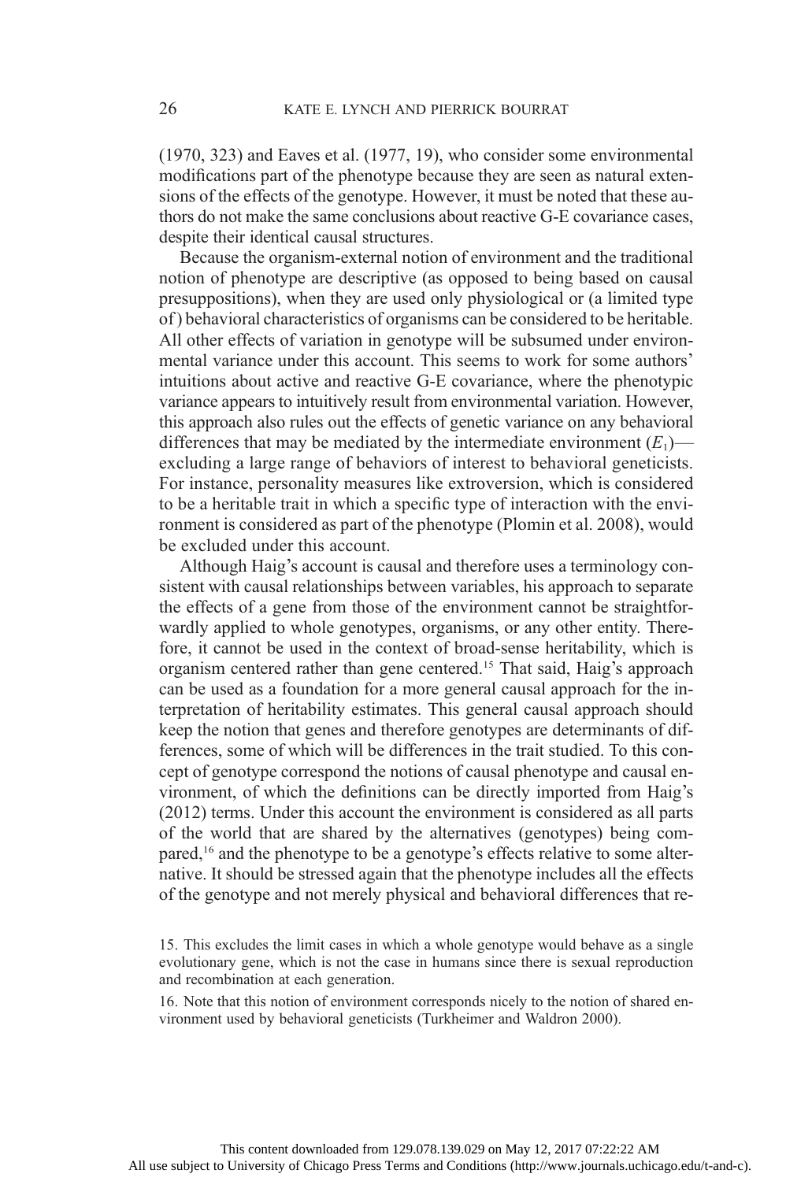(1970, 323) and Eaves et al. (1977, 19), who consider some environmental modifications part of the phenotype because they are seen as natural extensions of the effects of the genotype. However, it must be noted that these authors do not make the same conclusions about reactive G-E covariance cases, despite their identical causal structures.

Because the organism-external notion of environment and the traditional notion of phenotype are descriptive (as opposed to being based on causal presuppositions), when they are used only physiological or (a limited type of) behavioral characteristics of organisms can be considered to be heritable. All other effects of variation in genotype will be subsumed under environmental variance under this account. This seems to work for some authors' intuitions about active and reactive G-E covariance, where the phenotypic variance appears to intuitively result from environmental variation. However, this approach also rules out the effects of genetic variance on any behavioral differences that may be mediated by the intermediate environment ($E_1$)—excluding a large range of behaviors of interest to behavioral geneticists. For instance, personality measures like extroversion, which is considered to be a heritable trait in which a specific type of interaction with the environment is considered as part of the phenotype (Plomin et al. 2008), would be excluded under this account.

Although Haig's account is causal and therefore uses a terminology consistent with causal relationships between variables, his approach to separate the effects of a gene from those of the environment cannot be straightforwardly applied to whole genotypes, organisms, or any other entity. Therefore, it cannot be used in the context of broad-sense heritability, which is organism centered rather than gene centered.[15] That said, Haig's approach can be used as a foundation for a more general causal approach for the interpretation of heritability estimates. This general causal approach should keep the notion that genes and therefore genotypes are determinants of differences, some of which will be differences in the trait studied. To this concept of genotype correspond the notions of causal phenotype and causal environment, of which the definitions can be directly imported from Haig's (2012) terms. Under this account the environment is considered as all parts of the world that are shared by the alternatives (genotypes) being compared,[16] and the phenotype to be a genotype's effects relative to some alternative. It should be stressed again that the phenotype includes all the effects of the genotype and not merely physical and behavioral differences that re-

15. This excludes the limit cases in which a whole genotype would behave as a single evolutionary gene, which is not the case in humans since there is sexual reproduction and recombination at each generation.

16. Note that this notion of environment corresponds nicely to the notion of shared environment used by behavioral geneticists (Turkheimer and Waldron 2000).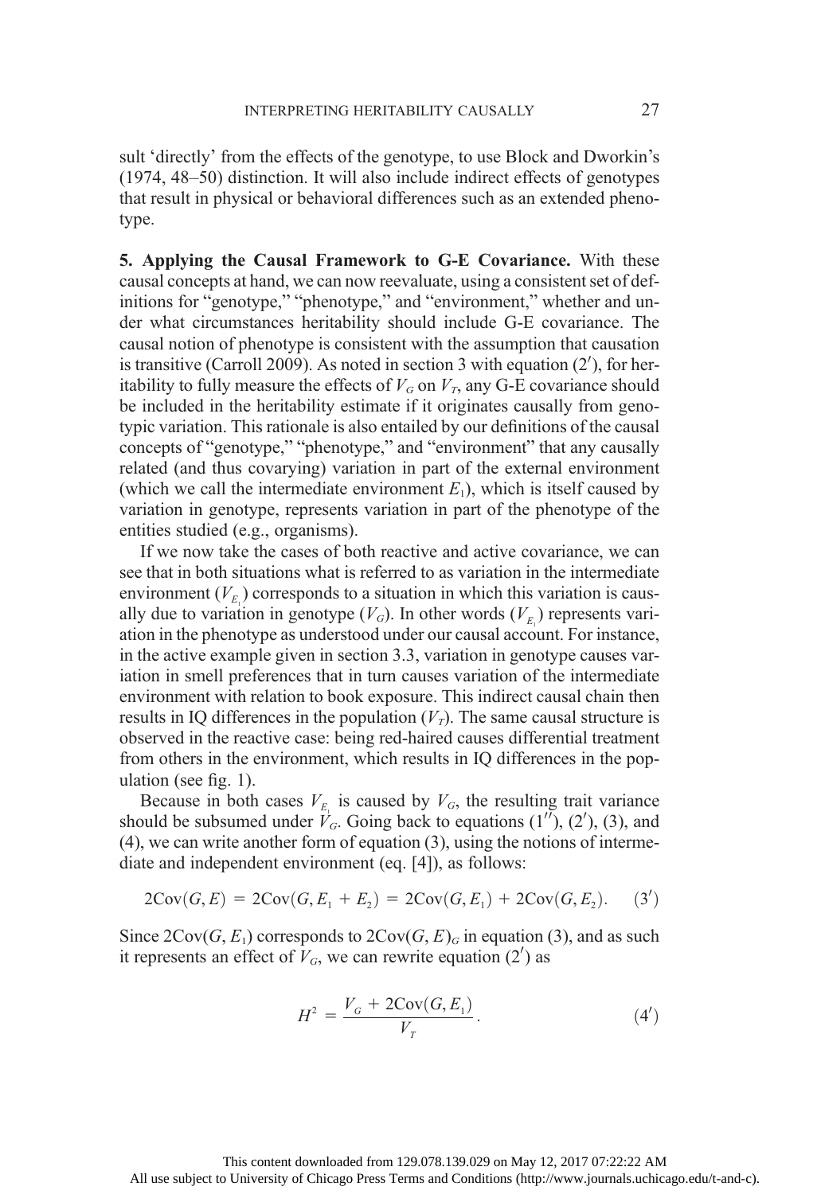sult 'directly' from the effects of the genotype, to use Block and Dworkin's (1974, 48–50) distinction. It will also include indirect effects of genotypes that result in physical or behavioral differences such as an extended phenotype.

**5. Applying the Causal Framework to G-E Covariance.** With these causal concepts at hand, we can now reevaluate, using a consistent set of definitions for "genotype," "phenotype," and "environment," whether and under what circumstances heritability should include G-E covariance. The causal notion of phenotype is consistent with the assumption that causation is transitive (Carroll 2009). As noted in section 3 with equation (2′), for heritability to fully measure the effects of $V_G$ on $V_T$, any G-E covariance should be included in the heritability estimate if it originates causally from genotypic variation. This rationale is also entailed by our definitions of the causal concepts of "genotype," "phenotype," and "environment" that any causally related (and thus covarying) variation in part of the external environment (which we call the intermediate environment $E_1$), which is itself caused by variation in genotype, represents variation in part of the phenotype of the entities studied (e.g., organisms).

If we now take the cases of both reactive and active covariance, we can see that in both situations what is referred to as variation in the intermediate environment ($V_{E_1}$) corresponds to a situation in which this variation is causally due to variation in genotype ($V_G$). In other words ($V_{E_1}$) represents variation in the phenotype as understood under our causal account. For instance, in the active example given in section 3.3, variation in genotype causes variation in smell preferences that in turn causes variation of the intermediate environment with relation to book exposure. This indirect causal chain then results in IQ differences in the population ($V_T$). The same causal structure is observed in the reactive case: being red-haired causes differential treatment from others in the environment, which results in IQ differences in the population (see fig. 1).

Because in both cases $V_{E_1}$ is caused by $V_G$, the resulting trait variance should be subsumed under $V_G$. Going back to equations (1″), (2′), (3), and (4), we can write another form of equation (3), using the notions of intermediate and independent environment (eq. [4]), as follows:

$$2\text{Cov}(G, E) = 2\text{Cov}(G, E_1 + E_2) = 2\text{Cov}(G, E_1) + 2\text{Cov}(G, E_2). \quad (3')$$

Since $2\text{Cov}(G, E_1)$ corresponds to $2\text{Cov}(G, E)_G$ in equation (3), and as such it represents an effect of $V_G$, we can rewrite equation (2′) as

$$H^2 = \frac{V_G + 2\text{Cov}(G, E_1)}{V_T}. \quad (4')$$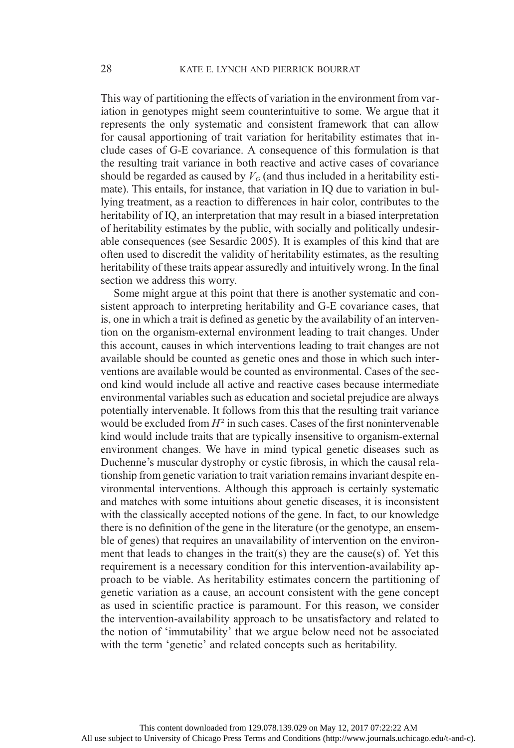This way of partitioning the effects of variation in the environment from variation in genotypes might seem counterintuitive to some. We argue that it represents the only systematic and consistent framework that can allow for causal apportioning of trait variation for heritability estimates that include cases of G-E covariance. A consequence of this formulation is that the resulting trait variance in both reactive and active cases of covariance should be regarded as caused by $V_G$ (and thus included in a heritability estimate). This entails, for instance, that variation in IQ due to variation in bullying treatment, as a reaction to differences in hair color, contributes to the heritability of IQ, an interpretation that may result in a biased interpretation of heritability estimates by the public, with socially and politically undesirable consequences (see Sesardic 2005). It is examples of this kind that are often used to discredit the validity of heritability estimates, as the resulting heritability of these traits appear assuredly and intuitively wrong. In the final section we address this worry.

Some might argue at this point that there is another systematic and consistent approach to interpreting heritability and G-E covariance cases, that is, one in which a trait is defined as genetic by the availability of an intervention on the organism-external environment leading to trait changes. Under this account, causes in which interventions leading to trait changes are not available should be counted as genetic ones and those in which such interventions are available would be counted as environmental. Cases of the second kind would include all active and reactive cases because intermediate environmental variables such as education and societal prejudice are always potentially intervenable. It follows from this that the resulting trait variance would be excluded from $H^2$ in such cases. Cases of the first nonintervenable kind would include traits that are typically insensitive to organism-external environment changes. We have in mind typical genetic diseases such as Duchenne's muscular dystrophy or cystic fibrosis, in which the causal relationship from genetic variation to trait variation remains invariant despite environmental interventions. Although this approach is certainly systematic and matches with some intuitions about genetic diseases, it is inconsistent with the classically accepted notions of the gene. In fact, to our knowledge there is no definition of the gene in the literature (or the genotype, an ensemble of genes) that requires an unavailability of intervention on the environment that leads to changes in the trait(s) they are the cause(s) of. Yet this requirement is a necessary condition for this intervention-availability approach to be viable. As heritability estimates concern the partitioning of genetic variation as a cause, an account consistent with the gene concept as used in scientific practice is paramount. For this reason, we consider the intervention-availability approach to be unsatisfactory and related to the notion of 'immutability' that we argue below need not be associated with the term 'genetic' and related concepts such as heritability.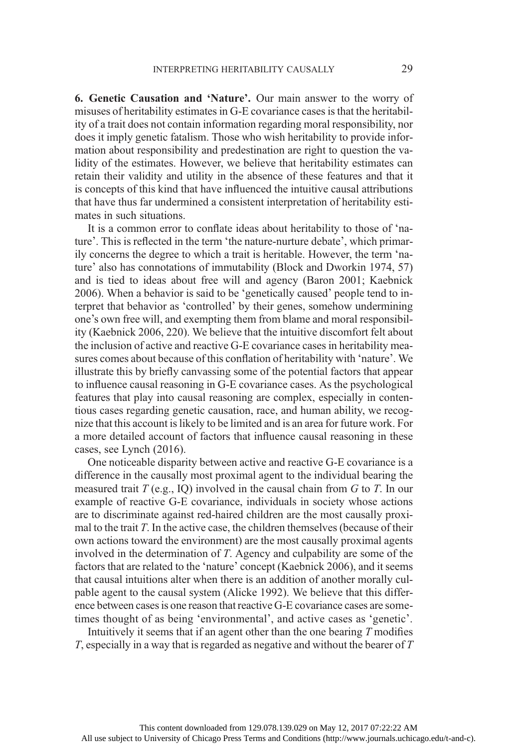**6. Genetic Causation and 'Nature'.** Our main answer to the worry of misuses of heritability estimates in G-E covariance cases is that the heritability of a trait does not contain information regarding moral responsibility, nor does it imply genetic fatalism. Those who wish heritability to provide information about responsibility and predestination are right to question the validity of the estimates. However, we believe that heritability estimates can retain their validity and utility in the absence of these features and that it is concepts of this kind that have influenced the intuitive causal attributions that have thus far undermined a consistent interpretation of heritability estimates in such situations.

It is a common error to conflate ideas about heritability to those of 'nature'. This is reflected in the term 'the nature-nurture debate', which primarily concerns the degree to which a trait is heritable. However, the term 'nature' also has connotations of immutability (Block and Dworkin 1974, 57) and is tied to ideas about free will and agency (Baron 2001; Kaebnick 2006). When a behavior is said to be 'genetically caused' people tend to interpret that behavior as 'controlled' by their genes, somehow undermining one's own free will, and exempting them from blame and moral responsibility (Kaebnick 2006, 220). We believe that the intuitive discomfort felt about the inclusion of active and reactive G-E covariance cases in heritability measures comes about because of this conflation of heritability with 'nature'. We illustrate this by briefly canvassing some of the potential factors that appear to influence causal reasoning in G-E covariance cases. As the psychological features that play into causal reasoning are complex, especially in contentious cases regarding genetic causation, race, and human ability, we recognize that this account is likely to be limited and is an area for future work. For a more detailed account of factors that influence causal reasoning in these cases, see Lynch (2016).

One noticeable disparity between active and reactive G-E covariance is a difference in the causally most proximal agent to the individual bearing the measured trait $T$ (e.g., IQ) involved in the causal chain from $G$ to $T$. In our example of reactive G-E covariance, individuals in society whose actions are to discriminate against red-haired children are the most causally proximal to the trait $T$. In the active case, the children themselves (because of their own actions toward the environment) are the most causally proximal agents involved in the determination of $T$. Agency and culpability are some of the factors that are related to the 'nature' concept (Kaebnick 2006), and it seems that causal intuitions alter when there is an addition of another morally culpable agent to the causal system (Alicke 1992). We believe that this difference between cases is one reason that reactive G-E covariance cases are sometimes thought of as being 'environmental', and active cases as 'genetic'.

Intuitively it seems that if an agent other than the one bearing $T$ modifies $T$, especially in a way that is regarded as negative and without the bearer of $T$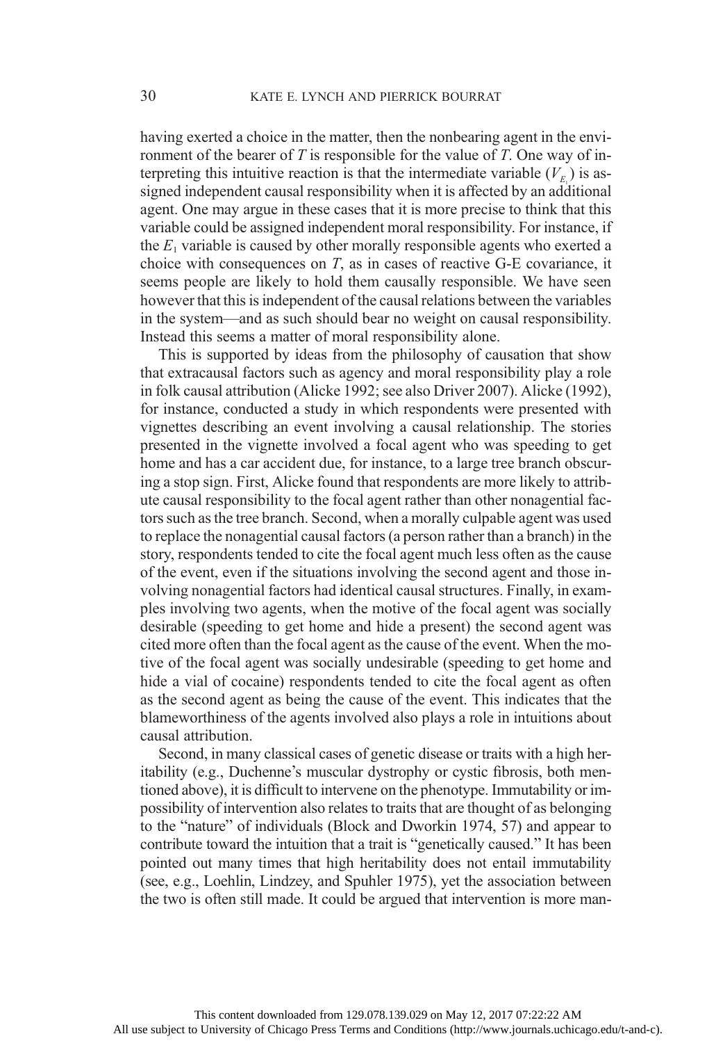having exerted a choice in the matter, then the nonbearing agent in the environment of the bearer of $T$ is responsible for the value of $T$. One way of interpreting this intuitive reaction is that the intermediate variable ($V_{E_1}$) is assigned independent causal responsibility when it is affected by an additional agent. One may argue in these cases that it is more precise to think that this variable could be assigned independent moral responsibility. For instance, if the $E_1$ variable is caused by other morally responsible agents who exerted a choice with consequences on $T$, as in cases of reactive G-E covariance, it seems people are likely to hold them causally responsible. We have seen however that this is independent of the causal relations between the variables in the system—and as such should bear no weight on causal responsibility. Instead this seems a matter of moral responsibility alone.

This is supported by ideas from the philosophy of causation that show that extracausal factors such as agency and moral responsibility play a role in folk causal attribution (Alicke 1992; see also Driver 2007). Alicke (1992), for instance, conducted a study in which respondents were presented with vignettes describing an event involving a causal relationship. The stories presented in the vignette involved a focal agent who was speeding to get home and has a car accident due, for instance, to a large tree branch obscuring a stop sign. First, Alicke found that respondents are more likely to attribute causal responsibility to the focal agent rather than other nonagential factors such as the tree branch. Second, when a morally culpable agent was used to replace the nonagential causal factors (a person rather than a branch) in the story, respondents tended to cite the focal agent much less often as the cause of the event, even if the situations involving the second agent and those involving nonagential factors had identical causal structures. Finally, in examples involving two agents, when the motive of the focal agent was socially desirable (speeding to get home and hide a present) the second agent was cited more often than the focal agent as the cause of the event. When the motive of the focal agent was socially undesirable (speeding to get home and hide a vial of cocaine) respondents tended to cite the focal agent as often as the second agent as being the cause of the event. This indicates that the blameworthiness of the agents involved also plays a role in intuitions about causal attribution.

Second, in many classical cases of genetic disease or traits with a high heritability (e.g., Duchenne's muscular dystrophy or cystic fibrosis, both mentioned above), it is difficult to intervene on the phenotype. Immutability or impossibility of intervention also relates to traits that are thought of as belonging to the "nature" of individuals (Block and Dworkin 1974, 57) and appear to contribute toward the intuition that a trait is "genetically caused." It has been pointed out many times that high heritability does not entail immutability (see, e.g., Loehlin, Lindzey, and Spuhler 1975), yet the association between the two is often still made. It could be argued that intervention is more man-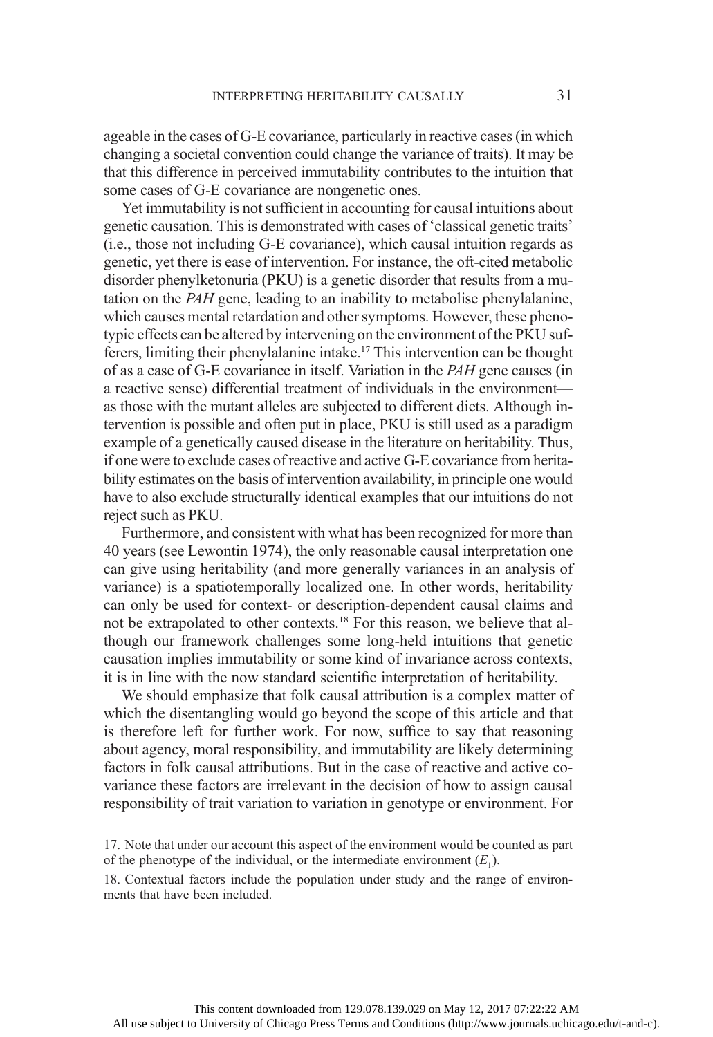ageable in the cases of G-E covariance, particularly in reactive cases (in which changing a societal convention could change the variance of traits). It may be that this difference in perceived immutability contributes to the intuition that some cases of G-E covariance are nongenetic ones.

Yet immutability is not sufficient in accounting for causal intuitions about genetic causation. This is demonstrated with cases of 'classical genetic traits' (i.e., those not including G-E covariance), which causal intuition regards as genetic, yet there is ease of intervention. For instance, the oft-cited metabolic disorder phenylketonuria (PKU) is a genetic disorder that results from a mutation on the *PAH* gene, leading to an inability to metabolise phenylalanine, which causes mental retardation and other symptoms. However, these phenotypic effects can be altered by intervening on the environment of the PKU sufferers, limiting their phenylalanine intake.[17] This intervention can be thought of as a case of G-E covariance in itself. Variation in the *PAH* gene causes (in a reactive sense) differential treatment of individuals in the environment—as those with the mutant alleles are subjected to different diets. Although intervention is possible and often put in place, PKU is still used as a paradigm example of a genetically caused disease in the literature on heritability. Thus, if one were to exclude cases of reactive and active G-E covariance from heritability estimates on the basis of intervention availability, in principle one would have to also exclude structurally identical examples that our intuitions do not reject such as PKU.

Furthermore, and consistent with what has been recognized for more than 40 years (see Lewontin 1974), the only reasonable causal interpretation one can give using heritability (and more generally variances in an analysis of variance) is a spatiotemporally localized one. In other words, heritability can only be used for context- or description-dependent causal claims and not be extrapolated to other contexts.[18] For this reason, we believe that although our framework challenges some long-held intuitions that genetic causation implies immutability or some kind of invariance across contexts, it is in line with the now standard scientific interpretation of heritability.

We should emphasize that folk causal attribution is a complex matter of which the disentangling would go beyond the scope of this article and that is therefore left for further work. For now, suffice to say that reasoning about agency, moral responsibility, and immutability are likely determining factors in folk causal attributions. But in the case of reactive and active covariance these factors are irrelevant in the decision of how to assign causal responsibility of trait variation to variation in genotype or environment. For

17. Note that under our account this aspect of the environment would be counted as part of the phenotype of the individual, or the intermediate environment ($E_1$).

18. Contextual factors include the population under study and the range of environments that have been included.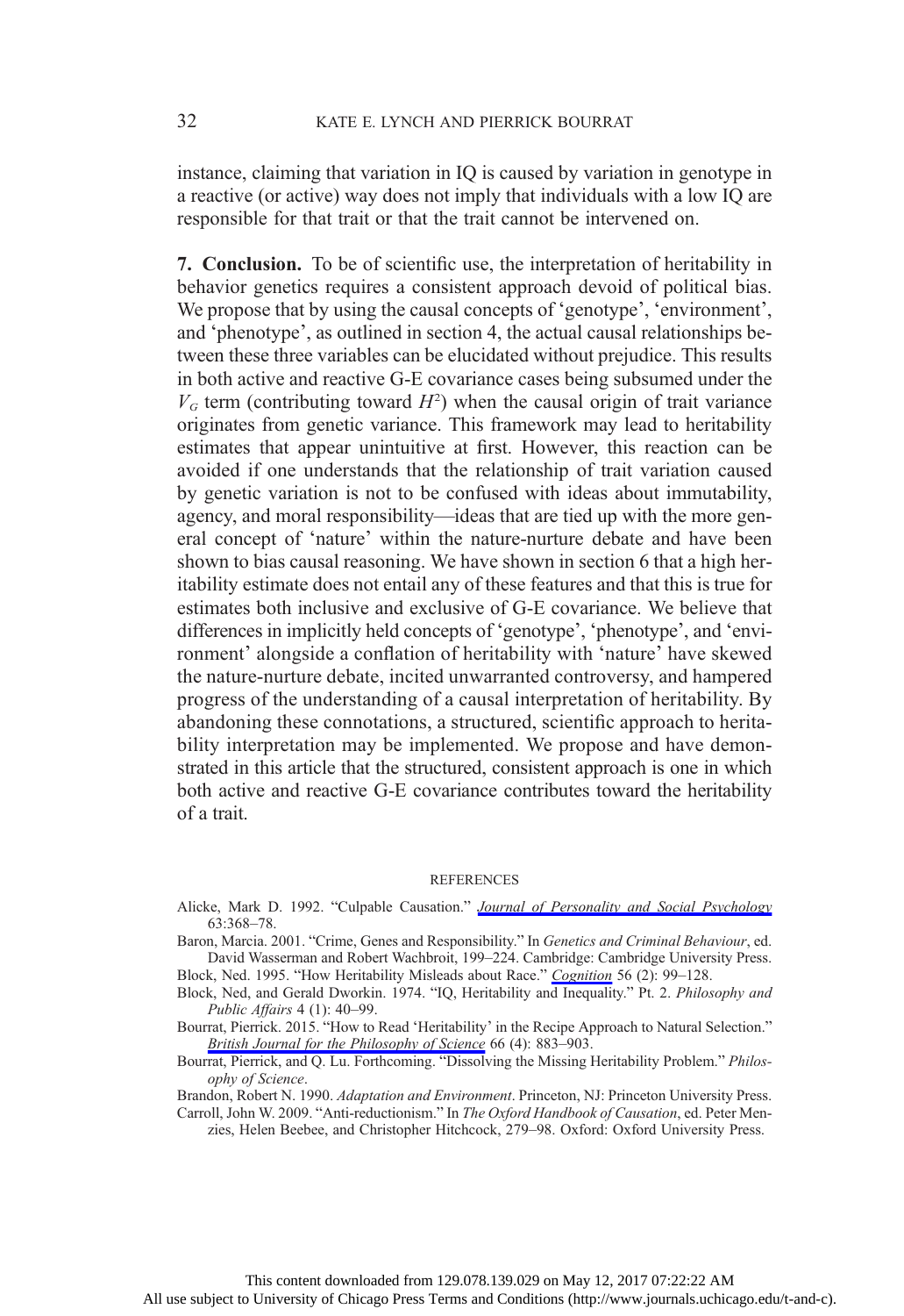instance, claiming that variation in IQ is caused by variation in genotype in a reactive (or active) way does not imply that individuals with a low IQ are responsible for that trait or that the trait cannot be intervened on.

**7. Conclusion.** To be of scientific use, the interpretation of heritability in behavior genetics requires a consistent approach devoid of political bias. We propose that by using the causal concepts of 'genotype', 'environment', and 'phenotype', as outlined in section 4, the actual causal relationships between these three variables can be elucidated without prejudice. This results in both active and reactive G-E covariance cases being subsumed under the $V_G$ term (contributing toward $H^2$) when the causal origin of trait variance originates from genetic variance. This framework may lead to heritability estimates that appear unintuitive at first. However, this reaction can be avoided if one understands that the relationship of trait variation caused by genetic variation is not to be confused with ideas about immutability, agency, and moral responsibility—ideas that are tied up with the more general concept of 'nature' within the nature-nurture debate and have been shown to bias causal reasoning. We have shown in section 6 that a high heritability estimate does not entail any of these features and that this is true for estimates both inclusive and exclusive of G-E covariance. We believe that differences in implicitly held concepts of 'genotype', 'phenotype', and 'environment' alongside a conflation of heritability with 'nature' have skewed the nature-nurture debate, incited unwarranted controversy, and hampered progress of the understanding of a causal interpretation of heritability. By abandoning these connotations, a structured, scientific approach to heritability interpretation may be implemented. We propose and have demonstrated in this article that the structured, consistent approach is one in which both active and reactive G-E covariance contributes toward the heritability of a trait.

## REFERENCES

Alicke, Mark D. 1992. "Culpable Causation." *Journal of Personality and Social Psychology* 63:368–78.

Baron, Marcia. 2001. "Crime, Genes and Responsibility." In *Genetics and Criminal Behaviour*, ed. David Wasserman and Robert Wachbroit, 199–224. Cambridge: Cambridge University Press.

Block, Ned. 1995. "How Heritability Misleads about Race." *Cognition* 56 (2): 99–128.

Block, Ned, and Gerald Dworkin. 1974. "IQ, Heritability and Inequality." Pt. 2. *Philosophy and Public Affairs* 4 (1): 40–99.

Bourrat, Pierrick. 2015. "How to Read 'Heritability' in the Recipe Approach to Natural Selection." *British Journal for the Philosophy of Science* 66 (4): 883–903.

Bourrat, Pierrick, and Q. Lu. Forthcoming. "Dissolving the Missing Heritability Problem." *Philosophy of Science*.

Brandon, Robert N. 1990. *Adaptation and Environment*. Princeton, NJ: Princeton University Press.

Carroll, John W. 2009. "Anti-reductionism." In *The Oxford Handbook of Causation*, ed. Peter Menzies, Helen Beebee, and Christopher Hitchcock, 279–98. Oxford: Oxford University Press.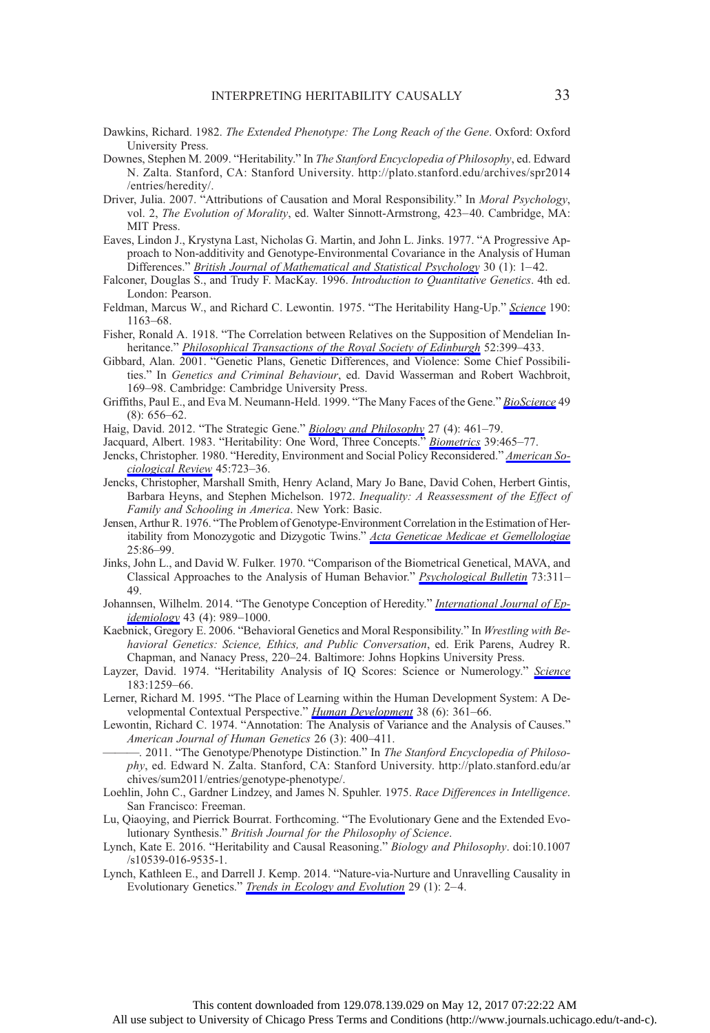Dawkins, Richard. 1982. *The Extended Phenotype: The Long Reach of the Gene*. Oxford: Oxford University Press.

Downes, Stephen M. 2009. "Heritability." In *The Stanford Encyclopedia of Philosophy*, ed. Edward N. Zalta. Stanford, CA: Stanford University. http://plato.stanford.edu/archives/spr2014/entries/heredity/.

Driver, Julia. 2007. "Attributions of Causation and Moral Responsibility." In *Moral Psychology*, vol. 2, *The Evolution of Morality*, ed. Walter Sinnott-Armstrong, 423–40. Cambridge, MA: MIT Press.

Eaves, Lindon J., Krystyna Last, Nicholas G. Martin, and John L. Jinks. 1977. "A Progressive Approach to Non-additivity and Genotype-Environmental Covariance in the Analysis of Human Differences." *British Journal of Mathematical and Statistical Psychology* 30 (1): 1–42.

Falconer, Douglas S., and Trudy F. MacKay. 1996. *Introduction to Quantitative Genetics*. 4th ed. London: Pearson.

Feldman, Marcus W., and Richard C. Lewontin. 1975. "The Heritability Hang-Up." *Science* 190: 1163–68.

Fisher, Ronald A. 1918. "The Correlation between Relatives on the Supposition of Mendelian Inheritance." *Philosophical Transactions of the Royal Society of Edinburgh* 52:399–433.

Gibbard, Alan. 2001. "Genetic Plans, Genetic Differences, and Violence: Some Chief Possibilities." In *Genetics and Criminal Behaviour*, ed. David Wasserman and Robert Wachbroit, 169–98. Cambridge: Cambridge University Press.

Griffiths, Paul E., and Eva M. Neumann-Held. 1999. "The Many Faces of the Gene." *BioScience* 49 (8): 656–62.

Haig, David. 2012. "The Strategic Gene." *Biology and Philosophy* 27 (4): 461–79.

Jacquard, Albert. 1983. "Heritability: One Word, Three Concepts." *Biometrics* 39:465–77.

Jencks, Christopher. 1980. "Heredity, Environment and Social Policy Reconsidered." *American Sociological Review* 45:723–36.

Jencks, Christopher, Marshall Smith, Henry Acland, Mary Jo Bane, David Cohen, Herbert Gintis, Barbara Heyns, and Stephen Michelson. 1972. *Inequality: A Reassessment of the Effect of Family and Schooling in America*. New York: Basic.

Jensen, Arthur R. 1976. "The Problem of Genotype-Environment Correlation in the Estimation of Heritability from Monozygotic and Dizygotic Twins." *Acta Geneticae Medicae et Gemellologiae* 25:86–99.

Jinks, John L., and David W. Fulker. 1970. "Comparison of the Biometrical Genetical, MAVA, and Classical Approaches to the Analysis of Human Behavior." *Psychological Bulletin* 73:311–49.

Johannsen, Wilhelm. 2014. "The Genotype Conception of Heredity." *International Journal of Epidemiology* 43 (4): 989–1000.

Kaebnick, Gregory E. 2006. "Behavioral Genetics and Moral Responsibility." In *Wrestling with Behavioral Genetics: Science, Ethics, and Public Conversation*, ed. Erik Parens, Audrey R. Chapman, and Nanacy Press, 220–24. Baltimore: Johns Hopkins University Press.

Layzer, David. 1974. "Heritability Analysis of IQ Scores: Science or Numerology." *Science* 183:1259–66.

Lerner, Richard M. 1995. "The Place of Learning within the Human Development System: A Developmental Contextual Perspective." *Human Development* 38 (6): 361–66.

Lewontin, Richard C. 1974. "Annotation: The Analysis of Variance and the Analysis of Causes." *American Journal of Human Genetics* 26 (3): 400–411.

———. 2011. "The Genotype/Phenotype Distinction." In *The Stanford Encyclopedia of Philosophy*, ed. Edward N. Zalta. Stanford, CA: Stanford University. http://plato.stanford.edu/archives/sum2011/entries/genotype-phenotype/.

Loehlin, John C., Gardner Lindzey, and James N. Spuhler. 1975. *Race Differences in Intelligence*. San Francisco: Freeman.

Lu, Qiaoying, and Pierrick Bourrat. Forthcoming. "The Evolutionary Gene and the Extended Evolutionary Synthesis." *British Journal for the Philosophy of Science*.

Lynch, Kate E. 2016. "Heritability and Causal Reasoning." *Biology and Philosophy*. doi:10.1007/s10539-016-9535-1.

Lynch, Kathleen E., and Darrell J. Kemp. 2014. "Nature-via-Nurture and Unravelling Causality in Evolutionary Genetics." *Trends in Ecology and Evolution* 29 (1): 2–4.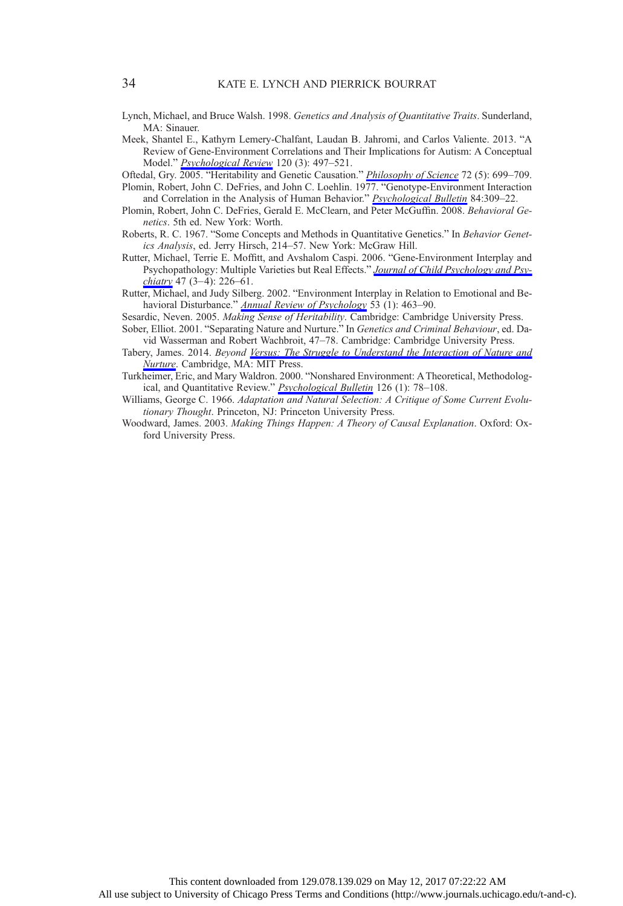Lynch, Michael, and Bruce Walsh. 1998. *Genetics and Analysis of Quantitative Traits*. Sunderland, MA: Sinauer.

Meek, Shantel E., Kathyrn Lemery-Chalfant, Laudan B. Jahromi, and Carlos Valiente. 2013. "A Review of Gene-Environment Correlations and Their Implications for Autism: A Conceptual Model." *Psychological Review* 120 (3): 497–521.

Oftedal, Gry. 2005. "Heritability and Genetic Causation." *Philosophy of Science* 72 (5): 699–709.

Plomin, Robert, John C. DeFries, and John C. Loehlin. 1977. "Genotype-Environment Interaction and Correlation in the Analysis of Human Behavior." *Psychological Bulletin* 84:309–22.

Plomin, Robert, John C. DeFries, Gerald E. McClearn, and Peter McGuffin. 2008. *Behavioral Genetics*. 5th ed. New York: Worth.

Roberts, R. C. 1967. "Some Concepts and Methods in Quantitative Genetics." In *Behavior Genetics Analysis*, ed. Jerry Hirsch, 214–57. New York: McGraw Hill.

Rutter, Michael, Terrie E. Moffitt, and Avshalom Caspi. 2006. "Gene-Environment Interplay and Psychopathology: Multiple Varieties but Real Effects." *Journal of Child Psychology and Psychiatry* 47 (3–4): 226–61.

Rutter, Michael, and Judy Silberg. 2002. "Environment Interplay in Relation to Emotional and Behavioral Disturbance." *Annual Review of Psychology* 53 (1): 463–90.

Sesardic, Neven. 2005. *Making Sense of Heritability*. Cambridge: Cambridge University Press.

Sober, Elliot. 2001. "Separating Nature and Nurture." In *Genetics and Criminal Behaviour*, ed. David Wasserman and Robert Wachbroit, 47–78. Cambridge: Cambridge University Press.

Tabery, James. 2014. *Beyond Versus: The Struggle to Understand the Interaction of Nature and Nurture*. Cambridge, MA: MIT Press.

Turkheimer, Eric, and Mary Waldron. 2000. "Nonshared Environment: A Theoretical, Methodological, and Quantitative Review." *Psychological Bulletin* 126 (1): 78–108.

Williams, George C. 1966. *Adaptation and Natural Selection: A Critique of Some Current Evolutionary Thought*. Princeton, NJ: Princeton University Press.

Woodward, James. 2003. *Making Things Happen: A Theory of Causal Explanation*. Oxford: Oxford University Press.